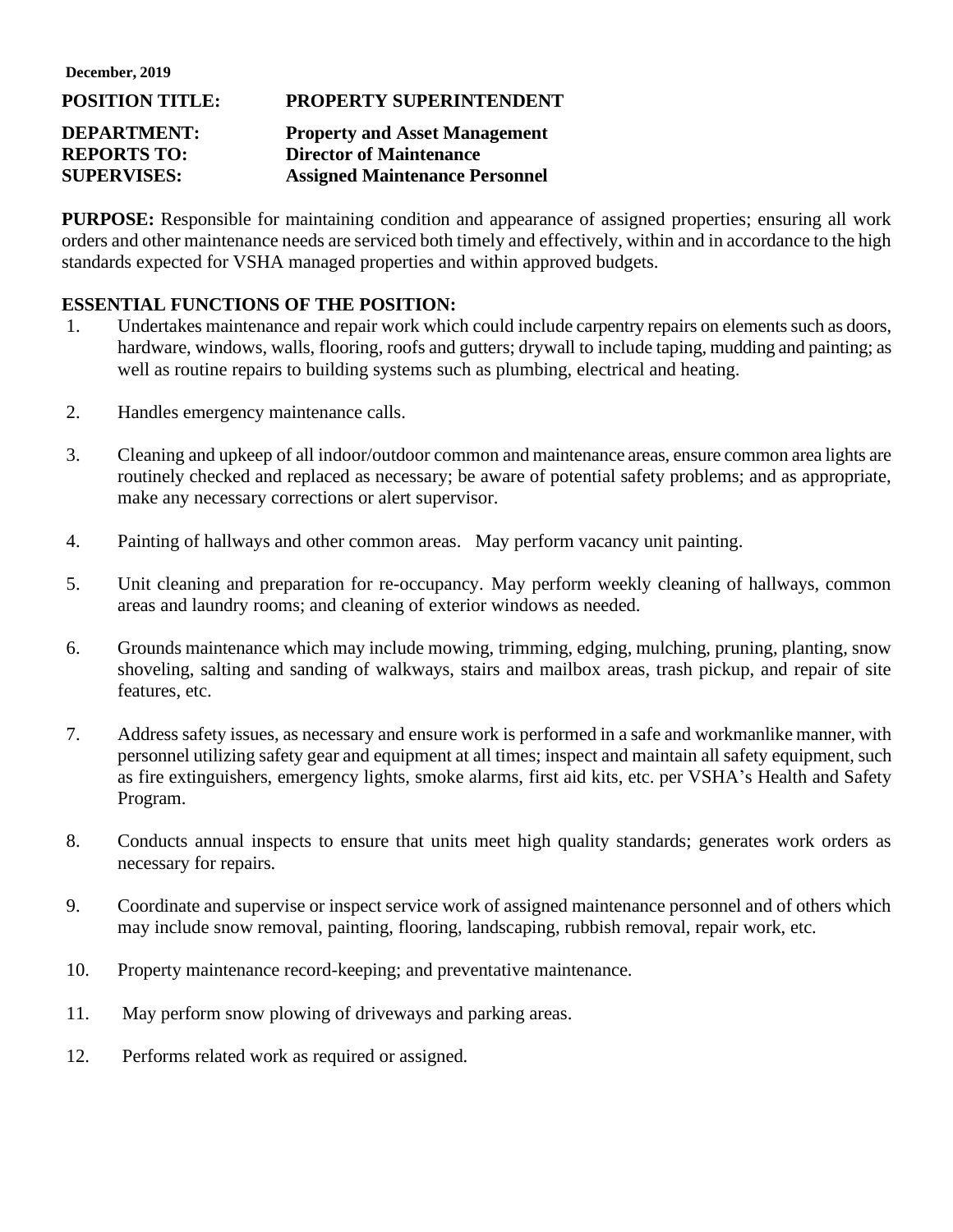**December, 2019**

**POSITION TITLE:** **PROPERTY SUPERINTENDENT**

**DEPARTMENT:** **Property and Asset Management**
**REPORTS TO:** **Director of Maintenance**
**SUPERVISES:** **Assigned Maintenance Personnel**

**PURPOSE:** Responsible for maintaining condition and appearance of assigned properties; ensuring all work orders and other maintenance needs are serviced both timely and effectively, within and in accordance to the high standards expected for VSHA managed properties and within approved budgets.

**ESSENTIAL FUNCTIONS OF THE POSITION:**

1. Undertakes maintenance and repair work which could include carpentry repairs on elements such as doors, hardware, windows, walls, flooring, roofs and gutters; drywall to include taping, mudding and painting; as well as routine repairs to building systems such as plumbing, electrical and heating.

2. Handles emergency maintenance calls.

3. Cleaning and upkeep of all indoor/outdoor common and maintenance areas, ensure common area lights are routinely checked and replaced as necessary; be aware of potential safety problems; and as appropriate, make any necessary corrections or alert supervisor.

4. Painting of hallways and other common areas. May perform vacancy unit painting.

5. Unit cleaning and preparation for re-occupancy. May perform weekly cleaning of hallways, common areas and laundry rooms; and cleaning of exterior windows as needed.

6. Grounds maintenance which may include mowing, trimming, edging, mulching, pruning, planting, snow shoveling, salting and sanding of walkways, stairs and mailbox areas, trash pickup, and repair of site features, etc.

7. Address safety issues, as necessary and ensure work is performed in a safe and workmanlike manner, with personnel utilizing safety gear and equipment at all times; inspect and maintain all safety equipment, such as fire extinguishers, emergency lights, smoke alarms, first aid kits, etc. per VSHA's Health and Safety Program.

8. Conducts annual inspects to ensure that units meet high quality standards; generates work orders as necessary for repairs.

9. Coordinate and supervise or inspect service work of assigned maintenance personnel and of others which may include snow removal, painting, flooring, landscaping, rubbish removal, repair work, etc.

10. Property maintenance record-keeping; and preventative maintenance.

11. May perform snow plowing of driveways and parking areas.

12. Performs related work as required or assigned.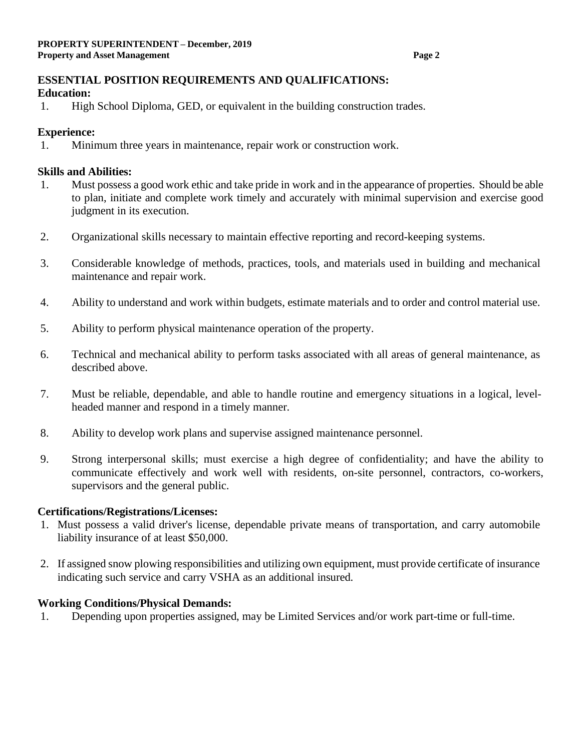## ESSENTIAL POSITION REQUIREMENTS AND QUALIFICATIONS:

**Education:**

1. High School Diploma, GED, or equivalent in the building construction trades.

**Experience:**

1. Minimum three years in maintenance, repair work or construction work.

**Skills and Abilities:**

1. Must possess a good work ethic and take pride in work and in the appearance of properties. Should be able to plan, initiate and complete work timely and accurately with minimal supervision and exercise good judgment in its execution.

2. Organizational skills necessary to maintain effective reporting and record-keeping systems.

3. Considerable knowledge of methods, practices, tools, and materials used in building and mechanical maintenance and repair work.

4. Ability to understand and work within budgets, estimate materials and to order and control material use.

5. Ability to perform physical maintenance operation of the property.

6. Technical and mechanical ability to perform tasks associated with all areas of general maintenance, as described above.

7. Must be reliable, dependable, and able to handle routine and emergency situations in a logical, level-headed manner and respond in a timely manner.

8. Ability to develop work plans and supervise assigned maintenance personnel.

9. Strong interpersonal skills; must exercise a high degree of confidentiality; and have the ability to communicate effectively and work well with residents, on-site personnel, contractors, co-workers, supervisors and the general public.

**Certifications/Registrations/Licenses:**

1. Must possess a valid driver's license, dependable private means of transportation, and carry automobile liability insurance of at least $50,000.

2. If assigned snow plowing responsibilities and utilizing own equipment, must provide certificate of insurance indicating such service and carry VSHA as an additional insured.

**Working Conditions/Physical Demands:**

1. Depending upon properties assigned, may be Limited Services and/or work part-time or full-time.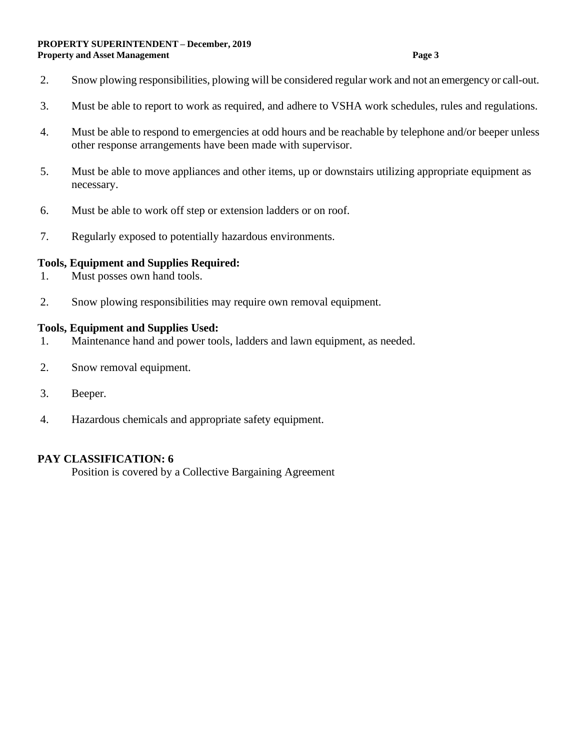2. Snow plowing responsibilities, plowing will be considered regular work and not an emergency or call-out.

3. Must be able to report to work as required, and adhere to VSHA work schedules, rules and regulations.

4. Must be able to respond to emergencies at odd hours and be reachable by telephone and/or beeper unless other response arrangements have been made with supervisor.

5. Must be able to move appliances and other items, up or downstairs utilizing appropriate equipment as necessary.

6. Must be able to work off step or extension ladders or on roof.

7. Regularly exposed to potentially hazardous environments.

**Tools, Equipment and Supplies Required:**

1. Must posses own hand tools.

2. Snow plowing responsibilities may require own removal equipment.

**Tools, Equipment and Supplies Used:**

1. Maintenance hand and power tools, ladders and lawn equipment, as needed.

2. Snow removal equipment.

3. Beeper.

4. Hazardous chemicals and appropriate safety equipment.

**PAY CLASSIFICATION: 6**

Position is covered by a Collective Bargaining Agreement